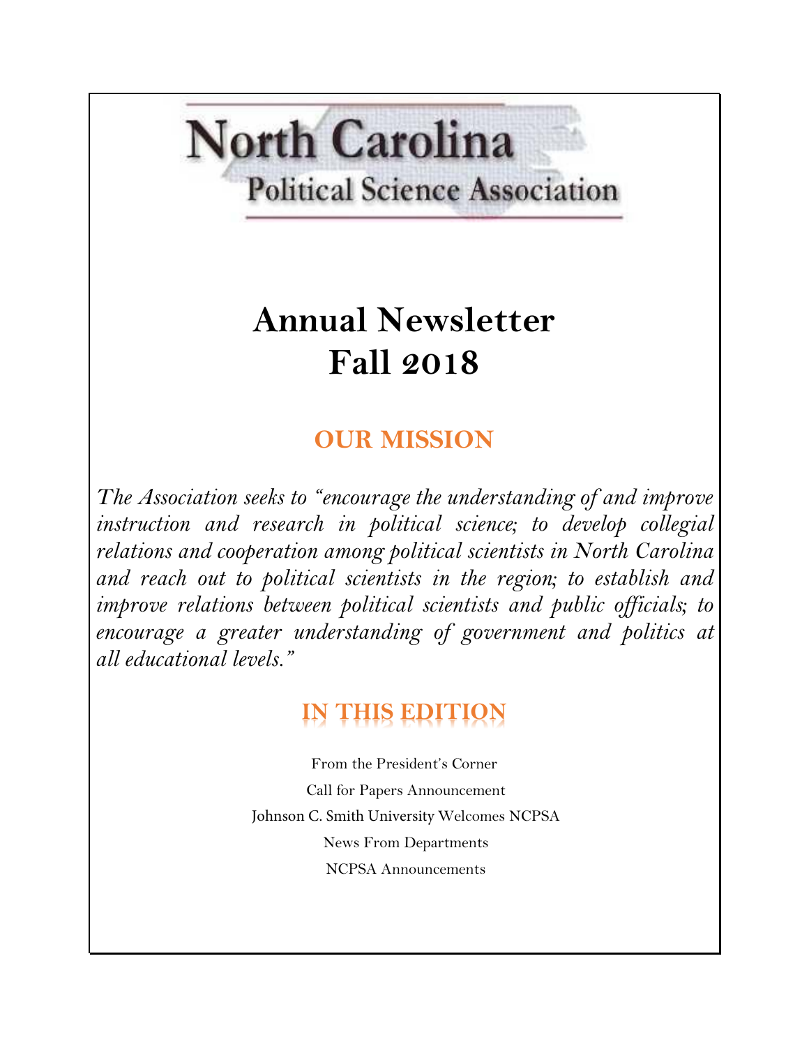# North Carolina
## Political Science Association

# Annual Newsletter
# Fall 2018

## OUR MISSION

*The Association seeks to "encourage the understanding of and improve instruction and research in political science; to develop collegial relations and cooperation among political scientists in North Carolina and reach out to political scientists in the region; to establish and improve relations between political scientists and public officials; to encourage a greater understanding of government and politics at all educational levels."*

## IN THIS EDITION

From the President's Corner

Call for Papers Announcement

Johnson C. Smith University Welcomes NCPSA

News From Departments

NCPSA Announcements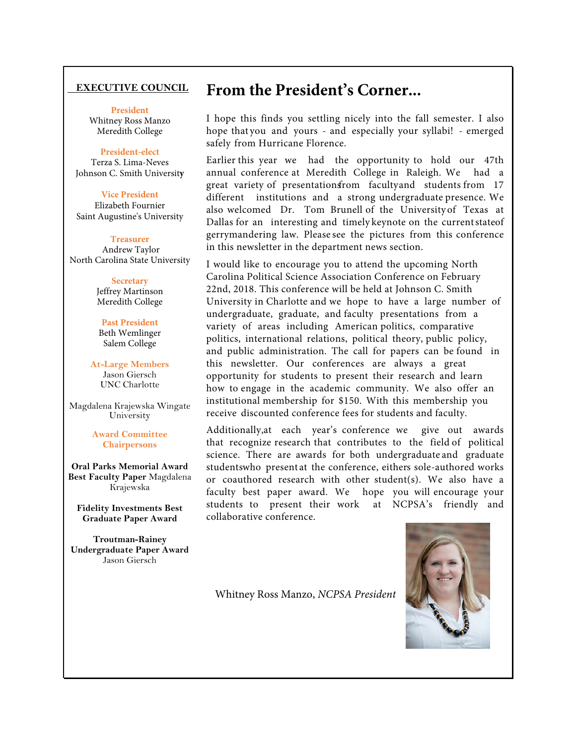## EXECUTIVE COUNCIL

**President**
Whitney Ross Manzo
Meredith College

**President-elect**
Terza S. Lima-Neves
Johnson C. Smith University

**Vice President**
Elizabeth Fournier
Saint Augustine's University

**Treasurer**
Andrew Taylor
North Carolina State University

**Secretary**
Jeffrey Martinson
Meredith College

**Past President**
Beth Wemlinger
Salem College

**At-Large Members**
Jason Giersch
UNC Charlotte

Magdalena Krajewska Wingate University

**Award Committee Chairpersons**

**Oral Parks Memorial Award Best Faculty Paper** Magdalena Krajewska

**Fidelity Investments Best Graduate Paper Award**

**Troutman-Rainey Undergraduate Paper Award**
Jason Giersch

# From the President's Corner...

I hope this finds you settling nicely into the fall semester. I also hope that you and yours - and especially your syllabi! - emerged safely from Hurricane Florence.

Earlier this year we had the opportunity to hold our 47th annual conference at Meredith College in Raleigh. We had a great variety of presentations from faculty and students from 17 different institutions and a strong undergraduate presence. We also welcomed Dr. Tom Brunell of the University of Texas at Dallas for an interesting and timely keynote on the current state of gerrymandering law. Please see the pictures from this conference in this newsletter in the department news section.

I would like to encourage you to attend the upcoming North Carolina Political Science Association Conference on February 22nd, 2018. This conference will be held at Johnson C. Smith University in Charlotte and we hope to have a large number of undergraduate, graduate, and faculty presentations from a variety of areas including American politics, comparative politics, international relations, political theory, public policy, and public administration. The call for papers can be found in this newsletter. Our conferences are always a great opportunity for students to present their research and learn how to engage in the academic community. We also offer an institutional membership for $150. With this membership you receive discounted conference fees for students and faculty.

Additionally, at each year's conference we give out awards that recognize research that contributes to the field of political science. There are awards for both undergraduate and graduate students who present at the conference, either sole-authored works or coauthored research with other student(s). We also have a faculty best paper award. We hope you will encourage your students to present their work at NCPSA's friendly and collaborative conference.

Whitney Ross Manzo, *NCPSA President*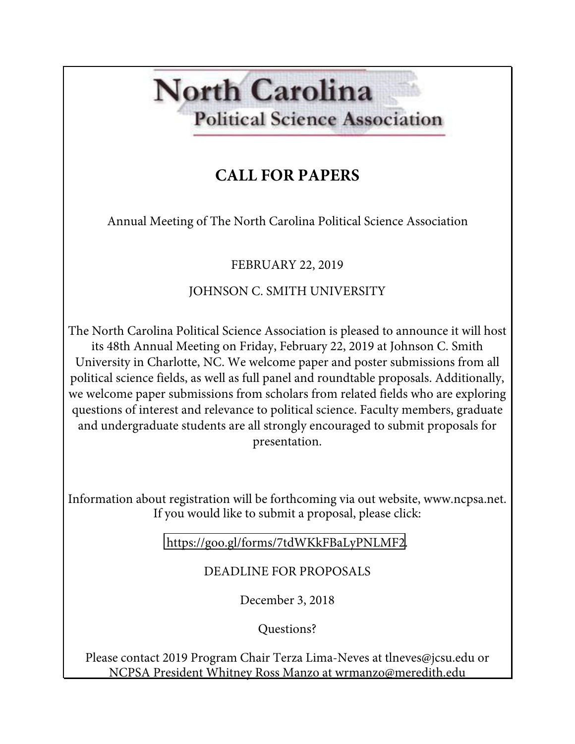# North Carolina Political Science Association

## CALL FOR PAPERS

Annual Meeting of The North Carolina Political Science Association

FEBRUARY 22, 2019

JOHNSON C. SMITH UNIVERSITY

The North Carolina Political Science Association is pleased to announce it will host its 48th Annual Meeting on Friday, February 22, 2019 at Johnson C. Smith University in Charlotte, NC. We welcome paper and poster submissions from all political science fields, as well as full panel and roundtable proposals. Additionally, we welcome paper submissions from scholars from related fields who are exploring questions of interest and relevance to political science. Faculty members, graduate and undergraduate students are all strongly encouraged to submit proposals for presentation.

Information about registration will be forthcoming via out website, www.ncpsa.net. If you would like to submit a proposal, please click:

https://goo.gl/forms/7tdWKkFBaLyPNLMF2.

DEADLINE FOR PROPOSALS

December 3, 2018

Questions?

Please contact 2019 Program Chair Terza Lima-Neves at tlneves@jcsu.edu or NCPSA President Whitney Ross Manzo at wrmanzo@meredith.edu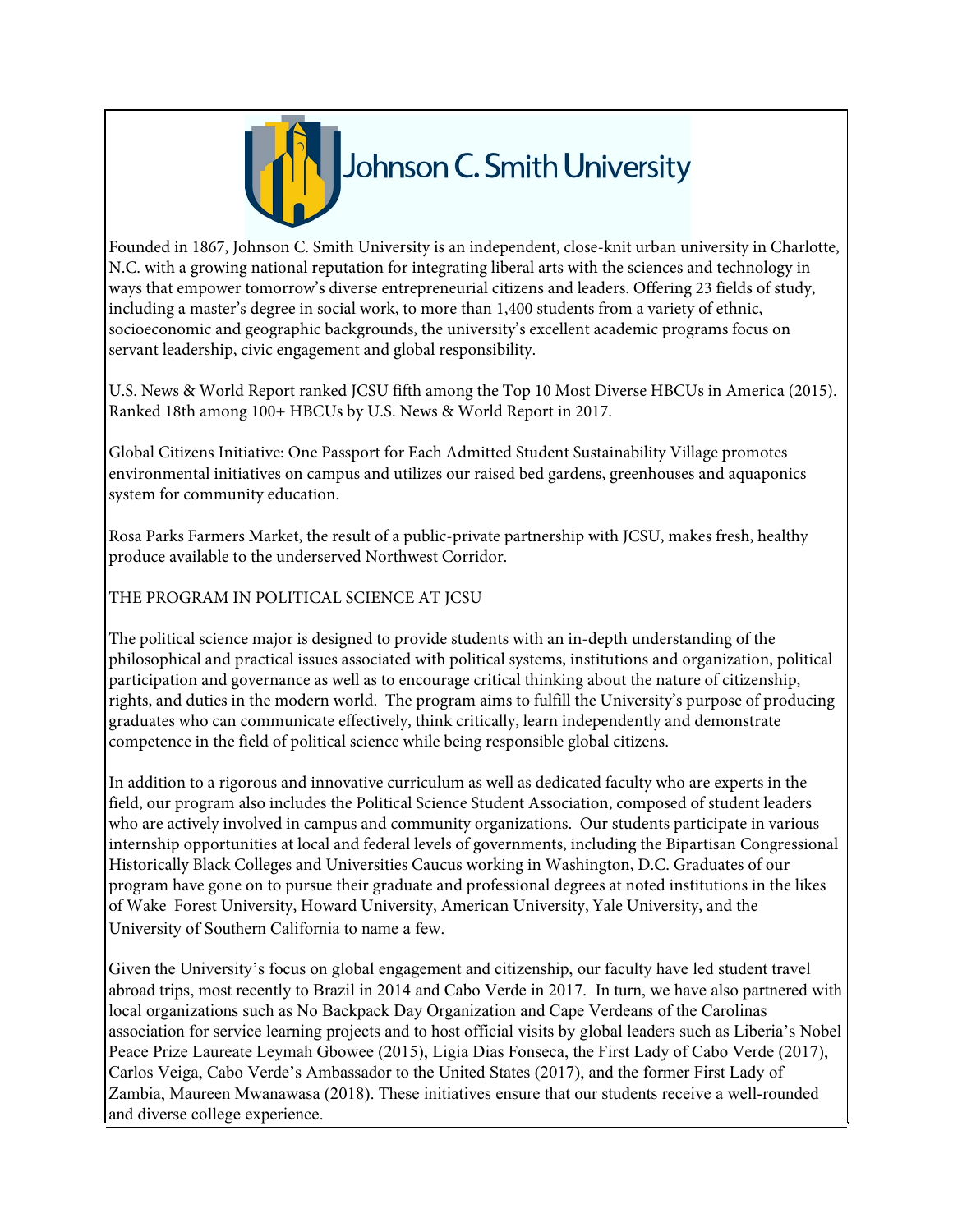# Johnson C. Smith University

Founded in 1867, Johnson C. Smith University is an independent, close-knit urban university in Charlotte, N.C. with a growing national reputation for integrating liberal arts with the sciences and technology in ways that empower tomorrow's diverse entrepreneurial citizens and leaders. Offering 23 fields of study, including a master's degree in social work, to more than 1,400 students from a variety of ethnic, socioeconomic and geographic backgrounds, the university's excellent academic programs focus on servant leadership, civic engagement and global responsibility.

U.S. News & World Report ranked JCSU fifth among the Top 10 Most Diverse HBCUs in America (2015). Ranked 18th among 100+ HBCUs by U.S. News & World Report in 2017.

Global Citizens Initiative: One Passport for Each Admitted Student Sustainability Village promotes environmental initiatives on campus and utilizes our raised bed gardens, greenhouses and aquaponics system for community education.

Rosa Parks Farmers Market, the result of a public-private partnership with JCSU, makes fresh, healthy produce available to the underserved Northwest Corridor.

## THE PROGRAM IN POLITICAL SCIENCE AT JCSU

The political science major is designed to provide students with an in-depth understanding of the philosophical and practical issues associated with political systems, institutions and organization, political participation and governance as well as to encourage critical thinking about the nature of citizenship, rights, and duties in the modern world. The program aims to fulfill the University's purpose of producing graduates who can communicate effectively, think critically, learn independently and demonstrate competence in the field of political science while being responsible global citizens.

In addition to a rigorous and innovative curriculum as well as dedicated faculty who are experts in the field, our program also includes the Political Science Student Association, composed of student leaders who are actively involved in campus and community organizations. Our students participate in various internship opportunities at local and federal levels of governments, including the Bipartisan Congressional Historically Black Colleges and Universities Caucus working in Washington, D.C. Graduates of our program have gone on to pursue their graduate and professional degrees at noted institutions in the likes of Wake Forest University, Howard University, American University, Yale University, and the University of Southern California to name a few.

Given the University's focus on global engagement and citizenship, our faculty have led student travel abroad trips, most recently to Brazil in 2014 and Cabo Verde in 2017. In turn, we have also partnered with local organizations such as No Backpack Day Organization and Cape Verdeans of the Carolinas association for service learning projects and to host official visits by global leaders such as Liberia's Nobel Peace Prize Laureate Leymah Gbowee (2015), Ligia Dias Fonseca, the First Lady of Cabo Verde (2017), Carlos Veiga, Cabo Verde's Ambassador to the United States (2017), and the former First Lady of Zambia, Maureen Mwanawasa (2018). These initiatives ensure that our students receive a well-rounded and diverse college experience.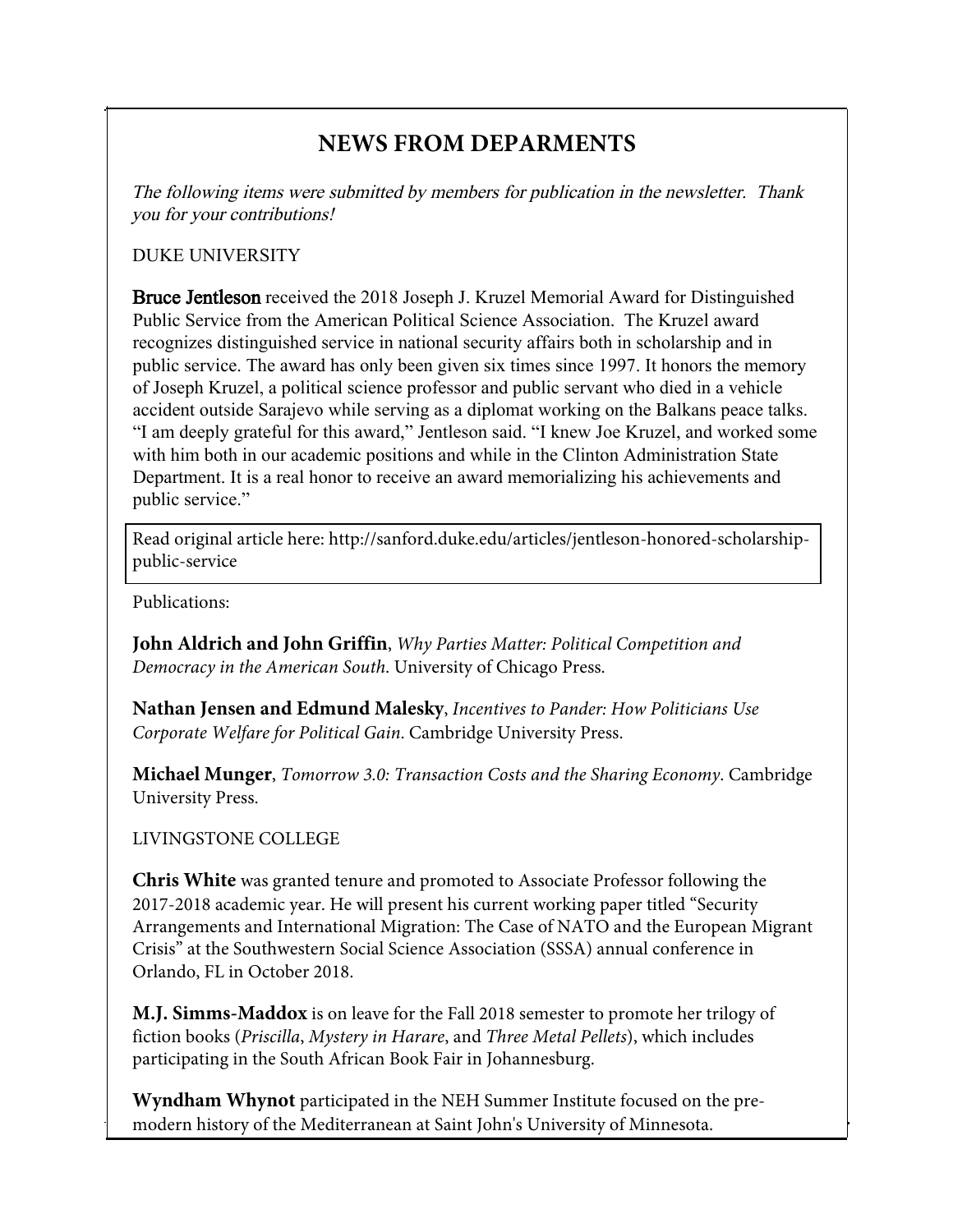## NEWS FROM DEPARMENTS

*The following items were submitted by members for publication in the newsletter. Thank you for your contributions!*

DUKE UNIVERSITY

**Bruce Jentleson** received the 2018 Joseph J. Kruzel Memorial Award for Distinguished Public Service from the American Political Science Association. The Kruzel award recognizes distinguished service in national security affairs both in scholarship and in public service. The award has only been given six times since 1997. It honors the memory of Joseph Kruzel, a political science professor and public servant who died in a vehicle accident outside Sarajevo while serving as a diplomat working on the Balkans peace talks. "I am deeply grateful for this award," Jentleson said. "I knew Joe Kruzel, and worked some with him both in our academic positions and while in the Clinton Administration State Department. It is a real honor to receive an award memorializing his achievements and public service."

Read original article here: http://sanford.duke.edu/articles/jentleson-honored-scholarship-public-service

Publications:

**John Aldrich and John Griffin**, *Why Parties Matter: Political Competition and Democracy in the American South*. University of Chicago Press.

**Nathan Jensen and Edmund Malesky**, *Incentives to Pander: How Politicians Use Corporate Welfare for Political Gain*. Cambridge University Press.

**Michael Munger**, *Tomorrow 3.0: Transaction Costs and the Sharing Economy*. Cambridge University Press.

LIVINGSTONE COLLEGE

**Chris White** was granted tenure and promoted to Associate Professor following the 2017-2018 academic year. He will present his current working paper titled "Security Arrangements and International Migration: The Case of NATO and the European Migrant Crisis" at the Southwestern Social Science Association (SSSA) annual conference in Orlando, FL in October 2018.

**M.J. Simms-Maddox** is on leave for the Fall 2018 semester to promote her trilogy of fiction books (*Priscilla*, *Mystery in Harare*, and *Three Metal Pellets*), which includes participating in the South African Book Fair in Johannesburg.

**Wyndham Whynot** participated in the NEH Summer Institute focused on the pre-modern history of the Mediterranean at Saint John's University of Minnesota.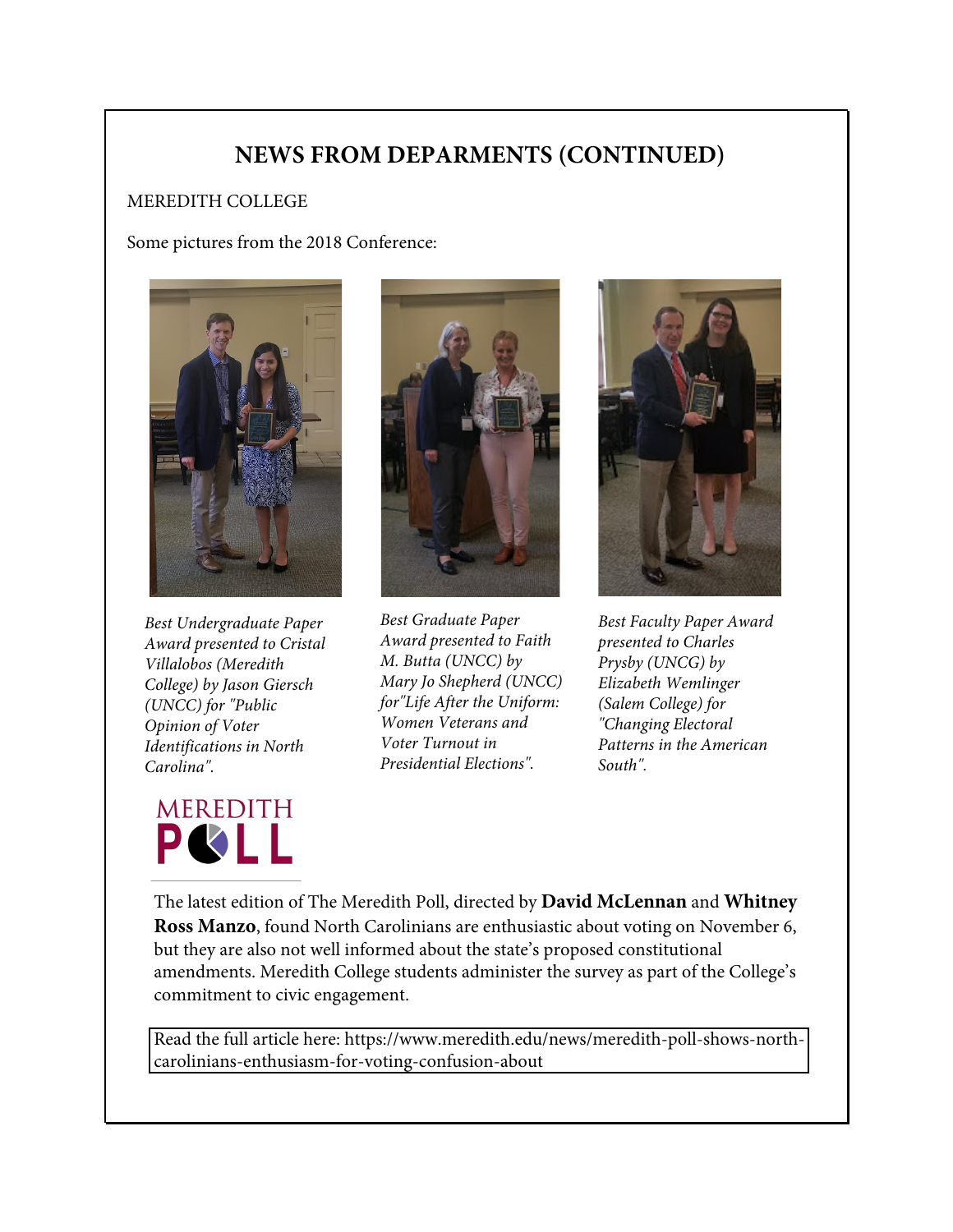## NEWS FROM DEPARMENTS (CONTINUED)

MEREDITH COLLEGE

Some pictures from the 2018 Conference:

*Best Undergraduate Paper Award presented to Cristal Villalobos (Meredith College) by Jason Giersch (UNCC) for "Public Opinion of Voter Identifications in North Carolina".*

*Best Graduate Paper Award presented to Faith M. Butta (UNCC) by Mary Jo Shepherd (UNCC) for"Life After the Uniform: Women Veterans and Voter Turnout in Presidential Elections".*

*Best Faculty Paper Award presented to Charles Prysby (UNCG) by Elizabeth Wemlinger (Salem College) for "Changing Electoral Patterns in the American South".*

MEREDITH POLL

The latest edition of The Meredith Poll, directed by **David McLennan** and **Whitney Ross Manzo**, found North Carolinians are enthusiastic about voting on November 6, but they are also not well informed about the state's proposed constitutional amendments. Meredith College students administer the survey as part of the College's commitment to civic engagement.

Read the full article here: https://www.meredith.edu/news/meredith-poll-shows-north-carolinians-enthusiasm-for-voting-confusion-about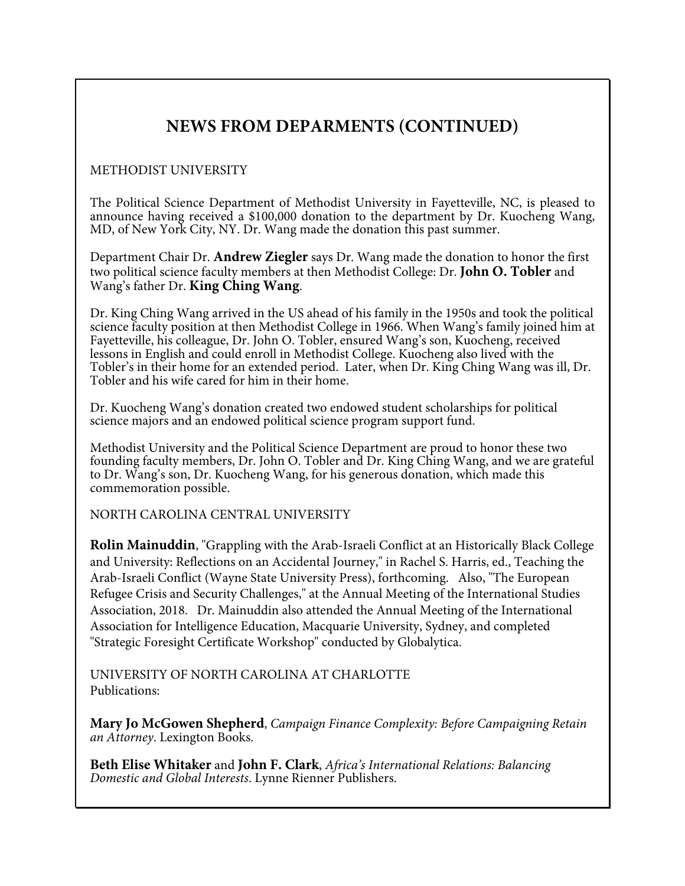# NEWS FROM DEPARMENTS (CONTINUED)

METHODIST UNIVERSITY

The Political Science Department of Methodist University in Fayetteville, NC, is pleased to announce having received a $100,000 donation to the department by Dr. Kuocheng Wang, MD, of New York City, NY. Dr. Wang made the donation this past summer.

Department Chair Dr. **Andrew Ziegler** says Dr. Wang made the donation to honor the first two political science faculty members at then Methodist College: Dr. **John O. Tobler** and Wang's father Dr. **King Ching Wang**.

Dr. King Ching Wang arrived in the US ahead of his family in the 1950s and took the political science faculty position at then Methodist College in 1966. When Wang's family joined him at Fayetteville, his colleague, Dr. John O. Tobler, ensured Wang's son, Kuocheng, received lessons in English and could enroll in Methodist College. Kuocheng also lived with the Tobler's in their home for an extended period. Later, when Dr. King Ching Wang was ill, Dr. Tobler and his wife cared for him in their home.

Dr. Kuocheng Wang's donation created two endowed student scholarships for political science majors and an endowed political science program support fund.

Methodist University and the Political Science Department are proud to honor these two founding faculty members, Dr. John O. Tobler and Dr. King Ching Wang, and we are grateful to Dr. Wang's son, Dr. Kuocheng Wang, for his generous donation, which made this commemoration possible.

NORTH CAROLINA CENTRAL UNIVERSITY

**Rolin Mainuddin**, "Grappling with the Arab-Israeli Conflict at an Historically Black College and University: Reflections on an Accidental Journey," in Rachel S. Harris, ed., Teaching the Arab-Israeli Conflict (Wayne State University Press), forthcoming. Also, "The European Refugee Crisis and Security Challenges," at the Annual Meeting of the International Studies Association, 2018. Dr. Mainuddin also attended the Annual Meeting of the International Association for Intelligence Education, Macquarie University, Sydney, and completed "Strategic Foresight Certificate Workshop" conducted by Globalytica.

UNIVERSITY OF NORTH CAROLINA AT CHARLOTTE
Publications:

**Mary Jo McGowen Shepherd**, *Campaign Finance Complexity: Before Campaigning Retain an Attorney*. Lexington Books.

**Beth Elise Whitaker** and **John F. Clark**, *Africa's International Relations: Balancing Domestic and Global Interests*. Lynne Rienner Publishers.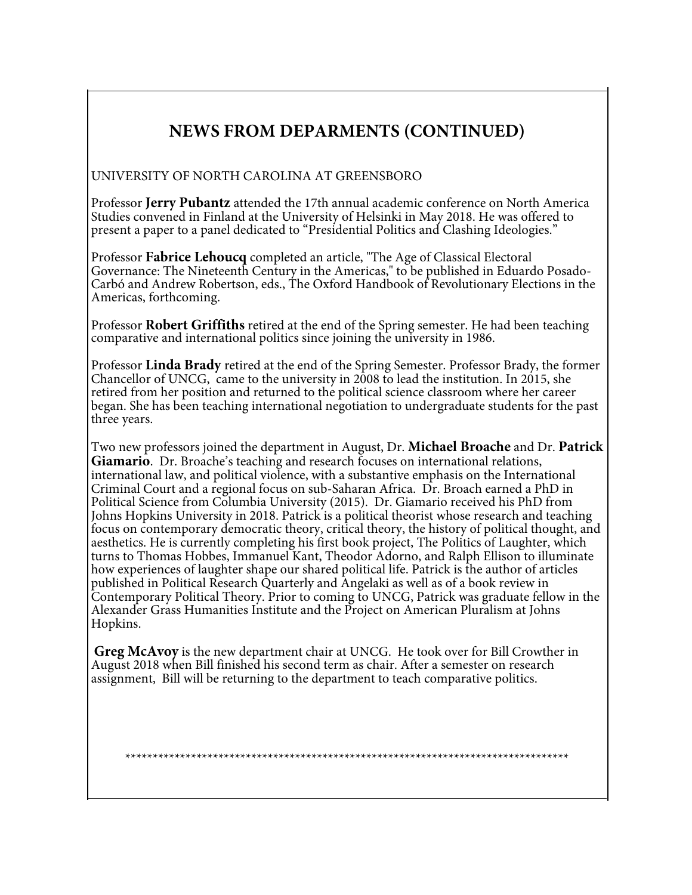## NEWS FROM DEPARMENTS (CONTINUED)

UNIVERSITY OF NORTH CAROLINA AT GREENSBORO

Professor **Jerry Pubantz** attended the 17th annual academic conference on North America Studies convened in Finland at the University of Helsinki in May 2018. He was offered to present a paper to a panel dedicated to "Presidential Politics and Clashing Ideologies."

Professor **Fabrice Lehoucq** completed an article, "The Age of Classical Electoral Governance: The Nineteenth Century in the Americas," to be published in Eduardo Posado-Carbó and Andrew Robertson, eds., The Oxford Handbook of Revolutionary Elections in the Americas, forthcoming.

Professor **Robert Griffiths** retired at the end of the Spring semester. He had been teaching comparative and international politics since joining the university in 1986.

Professor **Linda Brady** retired at the end of the Spring Semester. Professor Brady, the former Chancellor of UNCG, came to the university in 2008 to lead the institution. In 2015, she retired from her position and returned to the political science classroom where her career began. She has been teaching international negotiation to undergraduate students for the past three years.

Two new professors joined the department in August, Dr. **Michael Broache** and Dr. **Patrick Giamario**. Dr. Broache's teaching and research focuses on international relations, international law, and political violence, with a substantive emphasis on the International Criminal Court and a regional focus on sub-Saharan Africa. Dr. Broach earned a PhD in Political Science from Columbia University (2015). Dr. Giamario received his PhD from Johns Hopkins University in 2018. Patrick is a political theorist whose research and teaching focus on contemporary democratic theory, critical theory, the history of political thought, and aesthetics. He is currently completing his first book project, The Politics of Laughter, which turns to Thomas Hobbes, Immanuel Kant, Theodor Adorno, and Ralph Ellison to illuminate how experiences of laughter shape our shared political life. Patrick is the author of articles published in Political Research Quarterly and Angelaki as well as of a book review in Contemporary Political Theory. Prior to coming to UNCG, Patrick was graduate fellow in the Alexander Grass Humanities Institute and the Project on American Pluralism at Johns Hopkins.

**Greg McAvoy** is the new department chair at UNCG. He took over for Bill Crowther in August 2018 when Bill finished his second term as chair. After a semester on research assignment, Bill will be returning to the department to teach comparative politics.

*********************************************************************************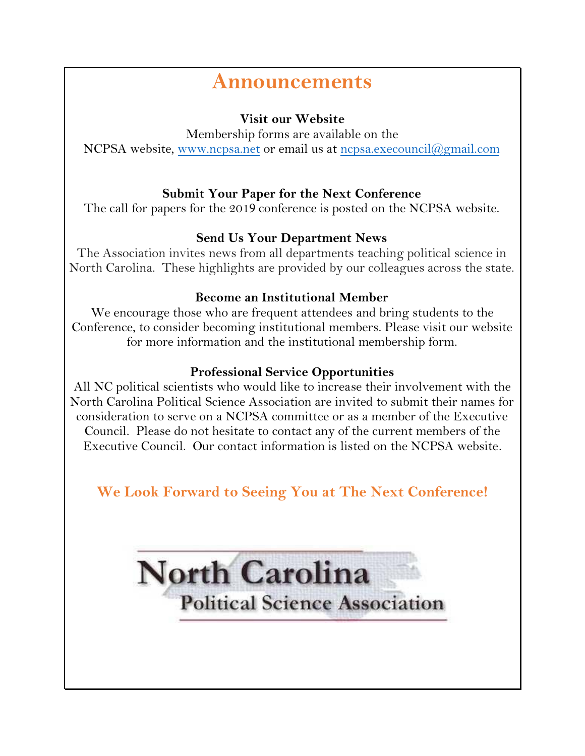# Announcements

### Visit our Website

Membership forms are available on the NCPSA website, www.ncpsa.net or email us at ncpsa.execouncil@gmail.com

### Submit Your Paper for the Next Conference

The call for papers for the 2019 conference is posted on the NCPSA website.

### Send Us Your Department News

The Association invites news from all departments teaching political science in North Carolina. These highlights are provided by our colleagues across the state.

### Become an Institutional Member

We encourage those who are frequent attendees and bring students to the Conference, to consider becoming institutional members. Please visit our website for more information and the institutional membership form.

### Professional Service Opportunities

All NC political scientists who would like to increase their involvement with the North Carolina Political Science Association are invited to submit their names for consideration to serve on a NCPSA committee or as a member of the Executive Council. Please do not hesitate to contact any of the current members of the Executive Council. Our contact information is listed on the NCPSA website.

## We Look Forward to Seeing You at The Next Conference!

North Carolina
Political Science Association